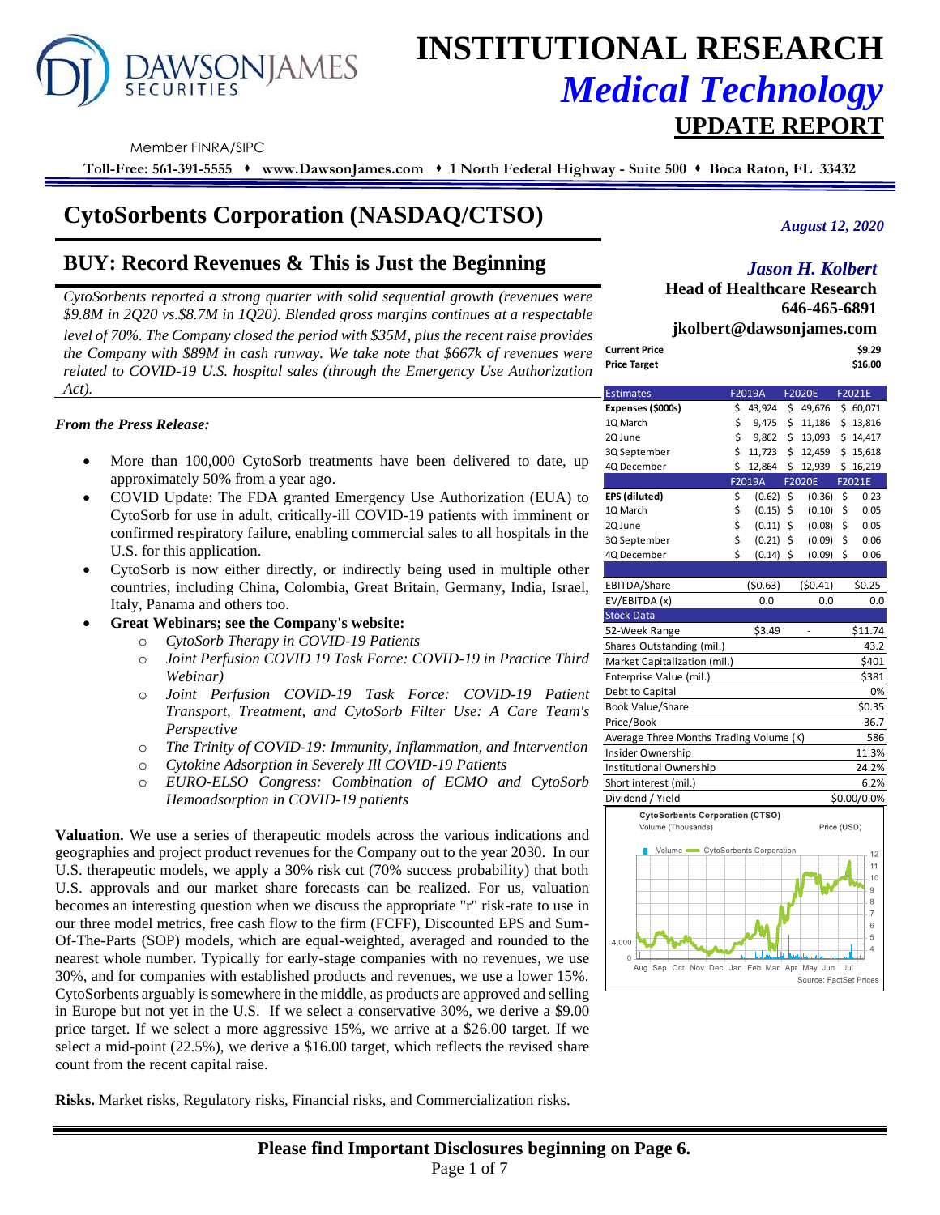# INSTITUTIONAL RESEARCH
## *Medical Technology*
## UPDATE REPORT

Member FINRA/SIPC

**Toll-Free: 561-391-5555 ♦ www.DawsonJames.com ♦ 1 North Federal Highway - Suite 500 ♦ Boca Raton, FL 33432**

# CytoSorbents Corporation (NASDAQ/CTSO)

*August 12, 2020*

## BUY: Record Revenues & This is Just the Beginning

*Jason H. Kolbert*
**Head of Healthcare Research**
**646-465-6891**
**jkolbert@dawsonjames.com**

*CytoSorbents reported a strong quarter with solid sequential growth (revenues were $9.8M in 2Q20 vs.$8.7M in 1Q20). Blended gross margins continues at a respectable level of 70%. The Company closed the period with $35M, plus the recent raise provides the Company with $89M in cash runway. We take note that $667k of revenues were related to COVID-19 U.S. hospital sales (through the Emergency Use Authorization Act).*

| | |
|---|---|
| **Current Price** | **$9.29** |
| **Price Target** | **$16.00** |

| Estimates | F2019A | F2020E | F2021E |
|---|---|---|---|
| **Expenses ($000s)** | $ 43,924 | $ 49,676 | $ 60,071 |
| 1Q March | $ 9,475 | $ 11,186 | $ 13,816 |
| 2Q June | $ 9,862 | $ 13,093 | $ 14,417 |
| 3Q September | $ 11,723 | $ 12,459 | $ 15,618 |
| 4Q December | $ 12,864 | $ 12,939 | $ 16,219 |
| | F2019A | F2020E | F2021E |
| **EPS (diluted)** | $ (0.62) | $ (0.36) | $ 0.23 |
| 1Q March | $ (0.15) | $ (0.10) | $ 0.05 |
| 2Q June | $ (0.11) | $ (0.08) | $ 0.05 |
| 3Q September | $ (0.21) | $ (0.09) | $ 0.06 |
| 4Q December | $ (0.14) | $ (0.09) | $ 0.06 |
| | | | |
| EBITDA/Share | ($0.63) | ($0.41) | $0.25 |
| EV/EBITDA (x) | 0.0 | 0.0 | 0.0 |

| Stock Data | | | |
|---|---|---|---|
| 52-Week Range | $3.49 | - | $11.74 |
| Shares Outstanding (mil.) | | | 43.2 |
| Market Capitalization (mil.) | | | $401 |
| Enterprise Value (mil.) | | | $381 |
| Debt to Capital | | | 0% |
| Book Value/Share | | | $0.35 |
| Price/Book | | | 36.7 |
| Average Three Months Trading Volume (K) | | | 586 |
| Insider Ownership | | | 11.3% |
| Institutional Ownership | | | 24.2% |
| Short interest (mil.) | | | 6.2% |
| Dividend / Yield | | | $0.00/0.0% |

CytoSorbents Corporation (CTSO)
Volume (Thousands) Price (USD)
Source: FactSet Prices

***From the Press Release:***

- More than 100,000 CytoSorb treatments have been delivered to date, up approximately 50% from a year ago.
- COVID Update: The FDA granted Emergency Use Authorization (EUA) to CytoSorb for use in adult, critically-ill COVID-19 patients with imminent or confirmed respiratory failure, enabling commercial sales to all hospitals in the U.S. for this application.
- CytoSorb is now either directly, or indirectly being used in multiple other countries, including China, Colombia, Great Britain, Germany, India, Israel, Italy, Panama and others too.
- **Great Webinars; see the Company's website:**
    - *CytoSorb Therapy in COVID-19 Patients*
    - *Joint Perfusion COVID 19 Task Force: COVID-19 in Practice Third Webinar)*
    - *Joint Perfusion COVID-19 Task Force: COVID-19 Patient Transport, Treatment, and CytoSorb Filter Use: A Care Team's Perspective*
    - *The Trinity of COVID-19: Immunity, Inflammation, and Intervention*
    - *Cytokine Adsorption in Severely Ill COVID-19 Patients*
    - *EURO-ELSO Congress: Combination of ECMO and CytoSorb Hemoadsorption in COVID-19 patients*

**Valuation.** We use a series of therapeutic models across the various indications and geographies and project product revenues for the Company out to the year 2030. In our U.S. therapeutic models, we apply a 30% risk cut (70% success probability) that both U.S. approvals and our market share forecasts can be realized. For us, valuation becomes an interesting question when we discuss the appropriate "r" risk-rate to use in our three model metrics, free cash flow to the firm (FCFF), Discounted EPS and Sum-Of-The-Parts (SOP) models, which are equal-weighted, averaged and rounded to the nearest whole number. Typically for early-stage companies with no revenues, we use 30%, and for companies with established products and revenues, we use a lower 15%. CytoSorbents arguably is somewhere in the middle, as products are approved and selling in Europe but not yet in the U.S. If we select a conservative 30%, we derive a $9.00 price target. If we select a more aggressive 15%, we arrive at a $26.00 target. If we select a mid-point (22.5%), we derive a $16.00 target, which reflects the revised share count from the recent capital raise.

**Risks.** Market risks, Regulatory risks, Financial risks, and Commercialization risks.

**Please find Important Disclosures beginning on Page 6.**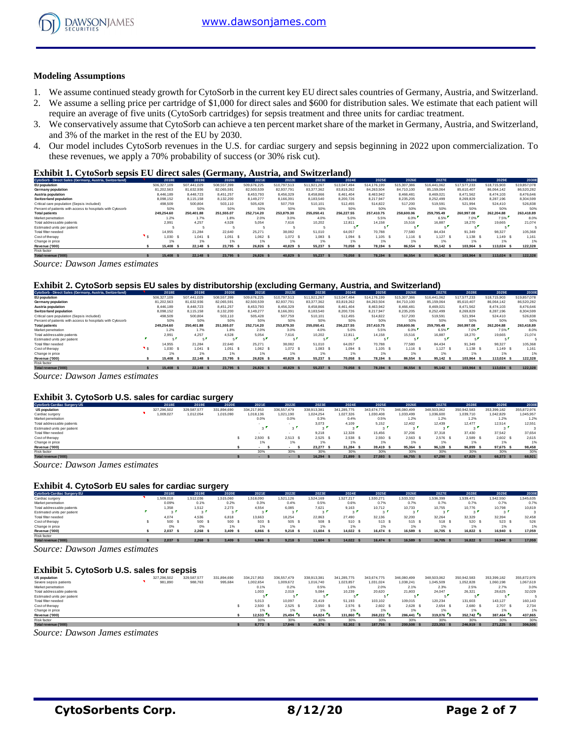## Modeling Assumptions

1. We assume continued steady growth for CytoSorb in the current key EU direct sales countries of Germany, Austria, and Switzerland.
2. We assume a selling price per cartridge of $1,000 for direct sales and $600 for distribution sales. We estimate that each patient will require an average of five units (CytoSorb cartridges) for sepsis treatment and three units for cardiac treatment.
3. We conservatively assume that CytoSorb can achieve a ten percent market share of the market in Germany, Austria, and Switzerland, and 3% of the market in the rest of the EU by 2030.
4. Our model includes CytoSorb revenues in the U.S. for cardiac surgery and sepsis beginning in 2022 upon commercialization. To these revenues, we apply a 70% probability of success (or 30% risk cut).

### Exhibit 1. CytoSorb sepsis EU direct sales (Germany, Austria, and Switzerland)

| CytoSorb - Direct Sales (Germany, Austria, Switzerland) | 2018E | 2019E | 2020E | 2021E | 2022E | 2023E | 2024E | 2025E | 2026E | 2027E | 2028E | 2029E | 2030E |
|---|---|---|---|---|---|---|---|---|---|---|---|---|---|
| EU population | 506,327,109 | 507,441,029 | 508,557,399 | 509,676,225 | 510,797,513 | 511,921,267 | 513,047,494 | 514,176,199 | 515,307,386 | 516,441,062 | 517,577,233 | 518,715,903 | 519,857,078 |
| Germany population | 81,202,563 | 81,632,936 | 82,065,591 | 82,500,539 | 82,937,791 | 83,377,362 | 83,819,262 | 84,263,504 | 84,710,100 | 85,159,064 | 85,610,407 | 86,064,142 | 86,520,282 |
| Austria population | 8,446,189 | 8,448,723 | 8,451,257 | 8,453,793 | 8,456,329 | 8,458,866 | 8,461,404 | 8,463,942 | 8,466,481 | 8,469,021 | 8,471,562 | 8,474,103 | 8,476,646 |
| Switzerland population | 8,098,152 | 8,115,158 | 8,132,200 | 8,149,277 | 8,166,391 | 8,183,540 | 8,200,726 | 8,217,947 | 8,235,205 | 8,252,499 | 8,269,829 | 8,287,196 | 8,304,599 |
| Critical care population (Sepsis included) | 498,509 | 500,804 | 503,110 | 505,428 | 507,759 | 510,101 | 512,455 | 514,822 | 517,200 | 519,591 | 521,994 | 524,410 | 526,838 |
| Percent of patients with access to hospitals with Cytosorb | 50% | 50% | 50% | 50% | 50% | 50% | 50% | 50% | 50% | 50% | 50% | 50% | 50% |
| Total patients | 249,254.60 | 250,401.88 | 251,555.07 | 252,714.20 | 253,879.30 | 255,050.41 | 256,227.55 | 257,410.75 | 258,600.06 | 259,795.49 | 260,997.08 | 262,204.88 | 263,418.89 |
| Market penetration | 1.2% | 1.7% | 1.8% | 2.0% | 3.0% | 4.0% | 5.0% | 5.5% | 6.0% | 6.5% | 7.0% | 7.5% | 8.0% |
| Total addressable patients | 2,991 | 4,257 | 4,528 | 5,054 | 7,616 | 10,202 | 12,811 | 14,158 | 15,516 | 16,887 | 18,270 | 19,665 | 21,074 |
| Estimated units per patient | 5 | 5 | 5 | 5 | 5 | 5 | 5 | 5 | 5 | 5 | 5 | 5 | 5 |
| Total filter needed | 14,955 | 21,284 | 22,640 | 25,271 | 38,082 | 51,010 | 64,057 | 70,788 | 77,580 | 84,434 | 91,349 | 98,327 | 105,368 |
| Cost of therapy | $ 1,030 | $ 1,041 | $ 1,051 | $ 1,062 | $ 1,072 | $ 1,083 | $ 1,094 | $ 1,105 | $ 1,116 | $ 1,127 | $ 1,138 | $ 1,149 | $ 1,161 |
| Change in price | 1% | 1% | 1% | 1% | 1% | 1% | 1% | 1% | 1% | 1% | 1% | 1% | 1% |
| Revenue ('000) | $ 15,408 | $ 22,148 | $ 23,795 | $ 26,826 | $ 40,829 | $ 55,237 | $ 70,058 | $ 78,194 | $ 86,554 | $ 95,142 | $ 103,964 | $ 113,024 | $ 122,328 |
| Risk factor | | | | | | | | | | | | | |
| Total revenue ('000) | $ 15,408 | $ 22,148 | $ 23,795 | $ 26,826 | $ 40,829 | $ 55,237 | $ 70,058 | $ 78,194 | $ 86,554 | $ 95,142 | $ 103,964 | $ 113,024 | $ 122,328 |

*Source: Dawson James estimates*

### Exhibit 2. CytoSorb sepsis EU sales by distributorship (excluding Germany, Austria, and Switzerland)

| CytoSorb - Direct Sales (Germany, Austria, Switzerland) | 2018E | 2019E | 2020E | 2021E | 2022E | 2023E | 2024E | 2025E | 2026E | 2027E | 2028E | 2029E | 2030E |
|---|---|---|---|---|---|---|---|---|---|---|---|---|---|
| EU population | 506,327,109 | 507,441,029 | 508,557,399 | 509,676,225 | 510,797,513 | 511,921,267 | 513,047,494 | 514,176,199 | 515,307,386 | 516,441,062 | 517,577,233 | 518,715,903 | 519,857,078 |
| Germany population | 81,202,563 | 81,632,936 | 82,065,591 | 82,500,539 | 82,937,791 | 83,377,362 | 83,819,262 | 84,263,504 | 84,710,100 | 85,159,064 | 85,610,407 | 86,064,142 | 86,520,282 |
| Austria population | 8,446,189 | 8,448,723 | 8,451,257 | 8,453,793 | 8,456,329 | 8,458,866 | 8,461,404 | 8,463,942 | 8,466,481 | 8,469,021 | 8,471,562 | 8,474,103 | 8,476,646 |
| Switzerland population | 8,098,152 | 8,115,158 | 8,132,200 | 8,149,277 | 8,166,391 | 8,183,540 | 8,200,726 | 8,217,947 | 8,235,205 | 8,252,499 | 8,269,829 | 8,287,196 | 8,304,599 |
| Critical care population (Sepsis included) | 498,509 | 500,804 | 503,110 | 505,428 | 507,759 | 510,101 | 512,455 | 514,822 | 517,200 | 519,591 | 521,994 | 524,410 | 526,838 |
| Percent of patients with access to hospitals with Cytosorb | 50% | 50% | 50% | 50% | 50% | 50% | 50% | 50% | 50% | 50% | 50% | 50% | 50% |
| Total patients | 249,254.60 | 250,401.88 | 251,555.07 | 252,714.20 | 253,879.30 | 255,050.41 | 256,227.55 | 257,410.75 | 258,600.06 | 259,795.49 | 260,997.08 | 262,204.88 | 263,418.89 |
| Market penetration | 1.2% | 1.7% | 1.8% | 2.0% | 3.0% | 4.0% | 5.0% | 5.5% | 6.0% | 6.5% | 7.0% | 7.5% | 8.0% |
| Total addressable patients | 2,991 | 4,257 | 4,528 | 5,054 | 7,616 | 10,202 | 12,811 | 14,158 | 15,516 | 16,887 | 18,270 | 19,665 | 21,074 |
| Estimated units per patient | 5 | 5 | 5 | 5 | 5 | 5 | 5 | 5 | 5 | 5 | 5 | 5 | 5 |
| Total filter needed | 14,955 | 21,284 | 22,640 | 25,271 | 38,082 | 51,010 | 64,057 | 70,788 | 77,580 | 84,434 | 91,349 | 98,327 | 105,368 |
| Cost of therapy | $ 1,030 | $ 1,041 | $ 1,051 | $ 1,062 | $ 1,072 | $ 1,083 | $ 1,094 | $ 1,105 | $ 1,116 | $ 1,127 | $ 1,138 | $ 1,149 | $ 1,161 |
| Change in price | 1% | 1% | 1% | 1% | 1% | 1% | 1% | 1% | 1% | 1% | 1% | 1% | 1% |
| Revenue ('000) | $ 15,408 | $ 22,148 | $ 23,795 | $ 26,826 | $ 40,829 | $ 55,237 | $ 70,058 | $ 78,194 | $ 86,554 | $ 95,142 | $ 103,964 | $ 113,024 | $ 122,328 |
| Risk factor | | | | | | | | | | | | | |
| Total revenue ('000) | $ 15,408 | $ 22,148 | $ 23,795 | $ 26,826 | $ 40,829 | $ 55,237 | $ 70,058 | $ 78,194 | $ 86,554 | $ 95,142 | $ 103,964 | $ 113,024 | $ 122,328 |

*Source: Dawson James estimates*

### Exhibit 3. CytoSorb U.S. sales for cardiac surgery

| CytoSorb Cardiac Surgery US | 2018E | 2019E | 2020E | 2021E | 2022E | 2023E | 2024E | 2025E | 2026E | 2027E | 2028E | 2029E | 2030E |
|---|---|---|---|---|---|---|---|---|---|---|---|---|---|
| US population | 327,296,502 | 329,587,577 | 331,894,690 | 334,217,953 | 336,557,479 | 338,913,381 | 341,285,775 | 343,674,775 | 346,080,499 | 348,503,062 | 350,942,583 | 353,399,182 | 355,872,976 |
| Cardiac surgery | 1,009,027 | 1,012,054 | 1,015,090 | 1,018,136 | 1,021,190 | 1,024,254 | 1,027,326 | 1,030,408 | 1,033,499 | 1,036,600 | 1,039,710 | 1,042,829 | 1,045,957 |
| Market penetration | | | | 0.0% | 0.0% | 0.3% | 0.4% | 0.5% | 1.2% | 1.2% | 1.2% | 1.2% | 1.2% |
| Total addressable patients | | | | - | - | 3,073 | 4,109 | 5,152 | 12,402 | 12,439 | 12,477 | 12,514 | 12,551 |
| Estimated units per patient | | | | 3 | 3 | 3 | 3 | 3 | 3 | 3 | 3 | 3 | 3 |
| Total filter needed | | | | - | - | 9,218 | 12,328 | 15,456 | 37,206 | 37,318 | 37,430 | 37,542 | 37,654 |
| Cost of therapy | | | $ 2,500 | $ 2,513 | $ 2,525 | $ 2,538 | $ 2,550 | $ 2,563 | $ 2,576 | $ 2,589 | $ 2,602 | $ 2,615 | |
| Change in price | | | | 1% | 1% | 1% | 1% | 1% | 1% | 1% | 1% | 1% | 1% |
| Revenue ('000) | | | $ - | $ - | $ 23,277 | $ 31,284 | $ 39,419 | $ 95,364 | $ 96,128 | $ 96,899 | $ 97,675 | $ 98,458 | |
| Risk factor | | | | 30% | 30% | 30% | 30% | 30% | 30% | 30% | 30% | 30% | 30% |
| Total revenue ('000) | | | $ - | $ - | $ 16,294 | $ 21,899 | $ 27,593 | $ 66,755 | $ 67,290 | $ 67,829 | $ 68,373 | $ 68,921 | |

*Source: Dawson James estimates*

### Exhibit 4. CytoSorb EU sales for cardiac surgery

| CytoSorb Cardiac Surgery EU | 2018E | 2019E | 2020E | 2021E | 2022E | 2023E | 2024E | 2025E | 2026E | 2027E | 2028E | 2029E | 2030E |
|---|---|---|---|---|---|---|---|---|---|---|---|---|---|
| Cardiac surgery | 1,509,018 | 1,512,036 | 1,515,060 | 1,518,090 | 1,521,126 | 1,524,169 | 1,527,217 | 1,530,271 | 1,533,332 | 1,536,399 | 1,539,471 | 1,542,550 | 1,545,635 |
| Market penetration | 0.09% | 0.1% | 0.2% | 0.3% | 0.4% | 0.5% | 0.6% | 0.7% | 0.7% | 0.7% | 0.7% | 0.7% | 0.7% |
| Total addressable patients | 1,358 | 1,512 | 2,273 | 4,554 | 6,085 | 7,621 | 9,163 | 10,712 | 10,733 | 10,755 | 10,776 | 10,798 | 10,819 |
| Estimated units per patient | 3 | 3 | 3 | 3 | 3 | 3 | 3 | 3 | 3 | 3 | 3 | 3 | 3 |
| Total filter needed | 4,074 | 4,536 | 6,818 | 13,663 | 18,254 | 22,863 | 27,490 | 32,136 | 32,200 | 32,264 | 32,329 | 32,394 | 32,458 |
| Cost of therapy | $ 500 | $ 500 | $ 500 | $ 503 | $ 505 | $ 508 | $ 510 | $ 513 | $ 515 | $ 518 | $ 520 | $ 523 | $ 526 |
| Change in price | 0% | 0% | 1% | 1% | 1% | 1% | 1% | 1% | 1% | 1% | 1% | 1% | 1% |
| Revenue ('000) | $ 2,037 | $ 2,268 | $ 3,409 | $ 6,866 | $ 9,218 | $ 11,604 | $ 14,022 | $ 16,474 | $ 16,589 | $ 16,705 | $ 16,822 | $ 16,940 | $ 17,059 |
| Risk factor | | | | | | | | | | | | | |
| Total revenue ('000) | $ 2,037 | $ 2,268 | $ 3,409 | $ 6,866 | $ 9,218 | $ 11,604 | $ 14,022 | $ 16,474 | $ 16,589 | $ 16,705 | $ 16,822 | $ 16,940 | $ 17,059 |

*Source: Dawson James estimates*

### Exhibit 5. CytoSorb U.S. sales for sepsis

| | 2018E | 2019E | 2020E | 2021E | 2022E | 2023E | 2024E | 2025E | 2026E | 2027E | 2028E | 2029E | 2030E |
|---|---|---|---|---|---|---|---|---|---|---|---|---|---|
| US population | 327,296,502 | 329,587,577 | 331,894,690 | 334,217,953 | 336,557,479 | 338,913,381 | 341,285,775 | 343,674,775 | 346,080,499 | 348,503,062 | 350,942,583 | 353,399,182 | 355,872,976 |
| Severe sepsis patients | 981,890 | 988,763 | 995,684 | 1,002,654 | 1,009,672 | 1,016,740 | 1,023,857 | 1,031,024 | 1,038,241 | 1,045,509 | 1,052,828 | 1,060,198 | 1,067,619 |
| Market penetration | | | | 0.1% | 0.2% | 0.5% | 1.0% | 2.0% | 2.1% | 2.3% | 2.5% | 2.7% | 3.0% |
| Total addressable patients | | | | 1,003 | 2,019 | 5,084 | 10,239 | 20,620 | 21,803 | 24,047 | 26,321 | 28,625 | 32,029 |
| Estimated units per patient | | | | 5 | 5 | 5 | 5 | 5 | 5 | 5 | 5 | 5 | 5 |
| Total filter needed | | | | 5,013 | 10,097 | 25,419 | 51,193 | 103,102 | 109,015 | 120,234 | 131,603 | 143,127 | 160,143 |
| Cost of therapy | | | $ 2,500 | $ 2,525 | $ 2,550 | $ 2,576 | $ 2,602 | $ 2,628 | $ 2,654 | $ 2,680 | $ 2,707 | $ 2,734 | |
| Change in price | | | | 1% | 1% | 1% | 1% | 1% | 1% | 1% | 1% | 1% | 1% |
| Revenue ('000) | | | $ 12,533 | $ 25,494 | $ 64,824 | $ 131,860 | $ 268,222 | $ 286,441 | $ 319,076 | $ 352,742 | $ 387,464 | $ 437,865 | |
| Risk factor | | | | 30% | 30% | 30% | 30% | 30% | 30% | 30% | 30% | 30% | 30% |
| Total revenue ('000) | | | $ 8,773 | $ 17,846 | $ 45,376 | $ 92,302 | $ 187,755 | $ 200,508 | $ 223,353 | $ 246,919 | $ 271,225 | $ 306,505 | |

*Source: Dawson James estimates*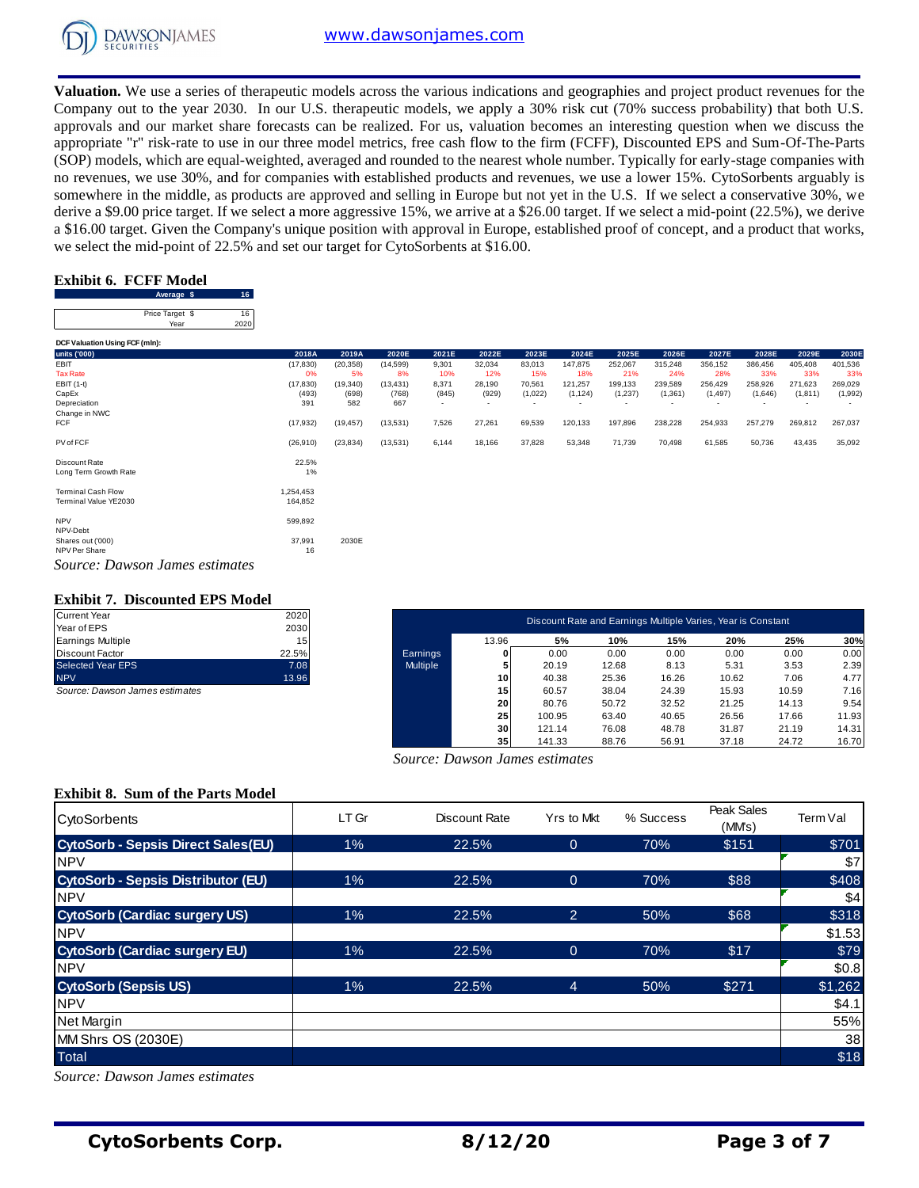**Valuation.** We use a series of therapeutic models across the various indications and geographies and project product revenues for the Company out to the year 2030. In our U.S. therapeutic models, we apply a 30% risk cut (70% success probability) that both U.S. approvals and our market share forecasts can be realized. For us, valuation becomes an interesting question when we discuss the appropriate "r" risk-rate to use in our three model metrics, free cash flow to the firm (FCFF), Discounted EPS and Sum-Of-The-Parts (SOP) models, which are equal-weighted, averaged and rounded to the nearest whole number. Typically for early-stage companies with no revenues, we use 30%, and for companies with established products and revenues, we use a lower 15%. CytoSorbents arguably is somewhere in the middle, as products are approved and selling in Europe but not yet in the U.S. If we select a conservative 30%, we derive a $9.00 price target. If we select a more aggressive 15%, we arrive at a $26.00 target. If we select a mid-point (22.5%), we derive a $16.00 target. Given the Company's unique position with approval in Europe, established proof of concept, and a product that works, we select the mid-point of 22.5% and set our target for CytoSorbents at $16.00.

### Exhibit 6. FCFF Model

| | |
|---|---|
| Average $ | 16 |
| Price Target $ | 16 |
| Year | 2020 |

DCF Valuation Using FCF (mln):

| units ('000) | 2018A | 2019A | 2020E | 2021E | 2022E | 2023E | 2024E | 2025E | 2026E | 2027E | 2028E | 2029E | 2030E |
|---|---|---|---|---|---|---|---|---|---|---|---|---|---|
| EBIT | (17,830) | (20,358) | (14,599) | 9,301 | 32,034 | 83,013 | 147,875 | 252,067 | 315,248 | 356,152 | 386,456 | 405,408 | 401,536 |
| Tax Rate | 0% | 5% | 8% | 10% | 12% | 15% | 18% | 21% | 24% | 28% | 33% | 33% | 33% |
| EBIT (1-t) | (17,830) | (19,340) | (13,431) | 8,371 | 28,190 | 70,561 | 121,257 | 199,133 | 239,589 | 256,429 | 258,926 | 271,623 | 269,029 |
| CapEx | (493) | (698) | (768) | (845) | (929) | (1,022) | (1,124) | (1,237) | (1,361) | (1,497) | (1,646) | (1,811) | (1,992) |
| Depreciation | 391 | 582 | 667 | - | - | - | - | - | - | - | - | - | - |
| Change in NWC | | | | | | | | | | | | | |
| FCF | (17,932) | (19,457) | (13,531) | 7,526 | 27,261 | 69,539 | 120,133 | 197,896 | 238,228 | 254,933 | 257,279 | 269,812 | 267,037 |
| | | | | | | | | | | | | | |
| PV of FCF | (26,910) | (23,834) | (13,531) | 6,144 | 18,166 | 37,828 | 53,348 | 71,739 | 70,498 | 61,585 | 50,736 | 43,435 | 35,092 |
| | | | | | | | | | | | | | |
| Discount Rate | 22.5% | | | | | | | | | | | | |
| Long Term Growth Rate | 1% | | | | | | | | | | | | |
| | | | | | | | | | | | | | |
| Terminal Cash Flow | 1,254,453 | | | | | | | | | | | | |
| Terminal Value YE2030 | 164,852 | | | | | | | | | | | | |
| | | | | | | | | | | | | | |
| NPV | 599,892 | | | | | | | | | | | | |
| NPV-Debt | | | | | | | | | | | | | |
| Shares out ('000) | 37,991 | 2030E | | | | | | | | | | | |
| NPV Per Share | 16 | | | | | | | | | | | | |

*Source: Dawson James estimates*

### Exhibit 7. Discounted EPS Model

| | |
|---|---|
| Current Year | 2020 |
| Year of EPS | 2030 |
| Earnings Multiple | 15 |
| Discount Factor | 22.5% |
| Selected Year EPS | 7.08 |
| NPV | 13.96 |

*Source: Dawson James estimates*

| Discount Rate and Earnings Multiple Varies, Year is Constant | | | | | | | |
|---|---|---|---|---|---|---|---|
| | 13.96 | 5% | 10% | 15% | 20% | 25% | 30% |
| Earnings Multiple | 0 | 0.00 | 0.00 | 0.00 | 0.00 | 0.00 | 0.00 |
| | 5 | 20.19 | 12.68 | 8.13 | 5.31 | 3.53 | 2.39 |
| | 10 | 40.38 | 25.36 | 16.26 | 10.62 | 7.06 | 4.77 |
| | 15 | 60.57 | 38.04 | 24.39 | 15.93 | 10.59 | 7.16 |
| | 20 | 80.76 | 50.72 | 32.52 | 21.25 | 14.13 | 9.54 |
| | 25 | 100.95 | 63.40 | 40.65 | 26.56 | 17.66 | 11.93 |
| | 30 | 121.14 | 76.08 | 48.78 | 31.87 | 21.19 | 14.31 |
| | 35 | 141.33 | 88.76 | 56.91 | 37.18 | 24.72 | 16.70 |

*Source: Dawson James estimates*

### Exhibit 8. Sum of the Parts Model

| CytoSorbents | LT Gr | Discount Rate | Yrs to Mkt | % Success | Peak Sales (MM's) | Term Val |
|---|---|---|---|---|---|---|
| **CytoSorb - Sepsis Direct Sales(EU)** | 1% | 22.5% | 0 | 70% | $151 | $701 |
| NPV | | | | | | $7 |
| **CytoSorb - Sepsis Distributor (EU)** | 1% | 22.5% | 0 | 70% | $88 | $408 |
| NPV | | | | | | $4 |
| **CytoSorb (Cardiac surgery US)** | 1% | 22.5% | 2 | 50% | $68 | $318 |
| NPV | | | | | | $1.53 |
| **CytoSorb (Cardiac surgery EU)** | 1% | 22.5% | 0 | 70% | $17 | $79 |
| NPV | | | | | | $0.8 |
| **CytoSorb (Sepsis US)** | 1% | 22.5% | 4 | 50% | $271 | $1,262 |
| NPV | | | | | | $4.1 |
| Net Margin | | | | | | 55% |
| MM Shrs OS (2030E) | | | | | | 38 |
| Total | | | | | | $18 |

*Source: Dawson James estimates*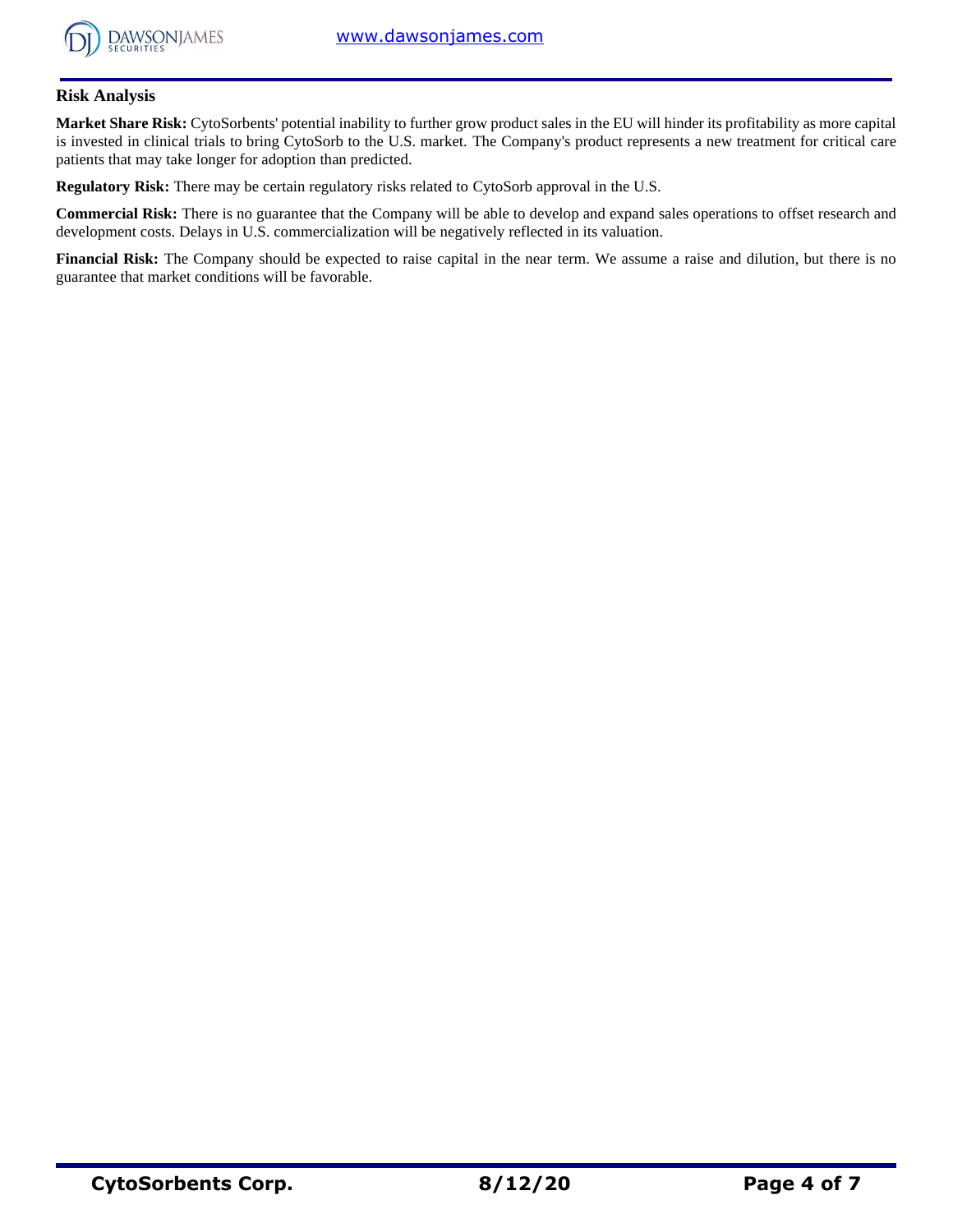## Risk Analysis

**Market Share Risk:** CytoSorbents' potential inability to further grow product sales in the EU will hinder its profitability as more capital is invested in clinical trials to bring CytoSorb to the U.S. market. The Company's product represents a new treatment for critical care patients that may take longer for adoption than predicted.

**Regulatory Risk:** There may be certain regulatory risks related to CytoSorb approval in the U.S.

**Commercial Risk:** There is no guarantee that the Company will be able to develop and expand sales operations to offset research and development costs. Delays in U.S. commercialization will be negatively reflected in its valuation.

**Financial Risk:** The Company should be expected to raise capital in the near term. We assume a raise and dilution, but there is no guarantee that market conditions will be favorable.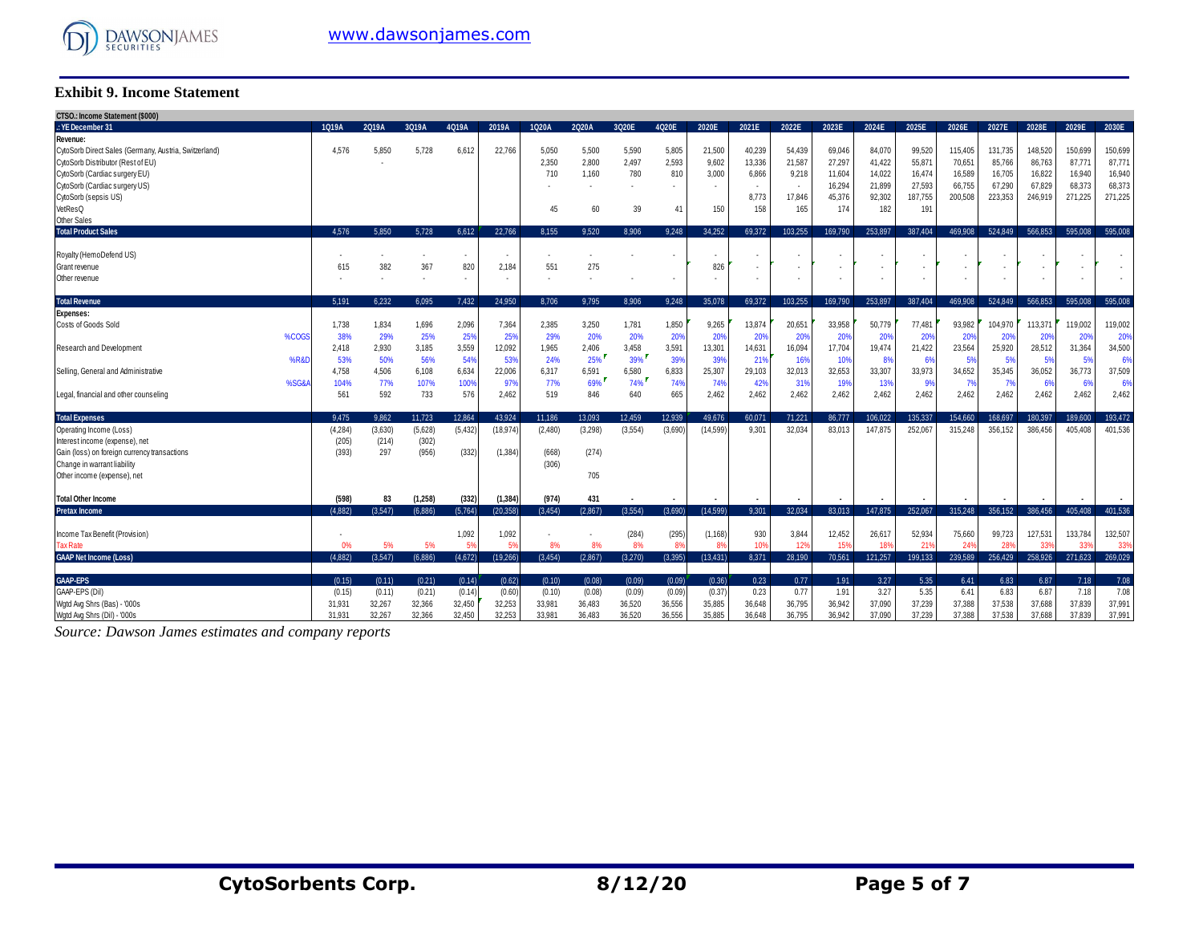### Exhibit 9. Income Statement

| CTSO.: Income Statement ($000) | | | | | | | | | | | | | | | | | | | | | | |
|---|---|---|---|---|---|---|---|---|---|---|---|---|---|---|---|---|---|---|---|---|---|---|
| .: YE December 31 | | 1Q19A | 2Q19A | 3Q19A | 4Q19A | 2019A | 1Q20A | 2Q20A | 3Q20E | 4Q20E | 2020E | 2021E | 2022E | 2023E | 2024E | 2025E | 2026E | 2027E | 2028E | 2029E | 2030E |
| **Revenue:** | | | | | | | | | | | | | | | | | | | | | |
| CytoSorb Direct Sales (Germany, Austria, Switzerland) | | 4,576 | 5,850 | 5,728 | 6,612 | 22,766 | 5,050 | 5,500 | 5,590 | 5,805 | 21,500 | 40,239 | 54,439 | 69,046 | 84,070 | 99,520 | 115,405 | 131,735 | 148,520 | 150,699 | 150,699 |
| CytoSorb Distributor (Rest of EU) | | | - | | | | 2,350 | 2,800 | 2,497 | 2,593 | 9,602 | 13,336 | 21,587 | 27,297 | 41,422 | 55,871 | 70,651 | 85,766 | 86,763 | 87,771 | 87,771 |
| CytoSorb (Cardiac surgery EU) | | | | | | | 710 | 1,160 | 780 | 810 | 3,000 | 6,866 | 9,218 | 11,604 | 14,022 | 16,474 | 16,589 | 16,705 | 16,822 | 16,940 | 16,940 |
| CytoSorb (Cardiac surgery US) | | | | | | | - | - | - | - | - | - | - | 16,294 | 21,899 | 27,593 | 66,755 | 67,290 | 67,829 | 68,373 | 68,373 |
| CytoSorb (sepsis US) | | | | | | | | | | | | 8,773 | 17,846 | 45,376 | 92,302 | 187,755 | 200,508 | 223,353 | 246,919 | 271,225 | 271,225 |
| VetResQ | | | | | | | 45 | 60 | 39 | 41 | 150 | 158 | 165 | 174 | 182 | 191 | | | | | |
| Other Sales | | | | | | | | | | | | | | | | | | | | | |
| **Total Product Sales** | | 4,576 | 5,850 | 5,728 | 6,612 | 22,766 | 8,155 | 9,520 | 8,906 | 9,248 | 34,252 | 69,372 | 103,255 | 169,790 | 253,897 | 387,404 | 469,908 | 524,849 | 566,853 | 595,008 | 595,008 |
| Royalty (HemoDefend US) | | - | - | - | - | - | - | - | - | - | - | - | - | - | - | - | - | - | - | - | - |
| Grant revenue | | 615 | 382 | 367 | 820 | 2,184 | 551 | 275 | | | 826 | - | - | - | - | - | - | - | - | - | - |
| Other revenue | | - | - | - | - | - | - | - | - | - | - | - | - | - | - | - | - | - | - | - | - |
| **Total Revenue** | | 5,191 | 6,232 | 6,095 | 7,432 | 24,950 | 8,706 | 9,795 | 8,906 | 9,248 | 35,078 | 69,372 | 103,255 | 169,790 | 253,897 | 387,404 | 469,908 | 524,849 | 566,853 | 595,008 | 595,008 |
| **Expenses:** | | | | | | | | | | | | | | | | | | | | | |
| Costs of Goods Sold | | 1,738 | 1,834 | 1,696 | 2,096 | 7,364 | 2,385 | 3,250 | 1,781 | 1,850 | 9,265 | 13,874 | 20,651 | 33,958 | 50,779 | 77,481 | 93,982 | 104,970 | 113,371 | 119,002 | 119,002 |
| | %COGS | 38% | 29% | 25% | 25% | 25% | 29% | 20% | 20% | 20% | 20% | 20% | 20% | 20% | 20% | 20% | 20% | 20% | 20% | 20% | 20% |
| Research and Development | | 2,418 | 2,930 | 3,185 | 3,559 | 12,092 | 1,965 | 2,406 | 3,458 | 3,591 | 13,301 | 14,631 | 16,094 | 17,704 | 19,474 | 21,422 | 23,564 | 25,920 | 28,512 | 31,364 | 34,500 |
| | %R&D | 53% | 50% | 56% | 54% | 53% | 24% | 25% | 39% | 39% | 39% | 21% | 16% | 10% | 8% | 6% | 5% | 5% | 5% | 5% | 6% |
| Selling, General and Administrative | | 4,758 | 4,506 | 6,108 | 6,634 | 22,006 | 6,317 | 6,591 | 6,580 | 6,833 | 25,307 | 29,103 | 32,013 | 32,653 | 33,307 | 33,973 | 34,652 | 35,345 | 36,052 | 36,773 | 37,509 |
| | %SG&A | 104% | 77% | 107% | 100% | 97% | 77% | 69% | 74% | 74% | 74% | 42% | 31% | 19% | 13% | 9% | 7% | 7% | 6% | 6% | 6% |
| Legal, financial and other counseling | | 561 | 592 | 733 | 576 | 2,462 | 519 | 846 | 640 | 665 | 2,462 | 2,462 | 2,462 | 2,462 | 2,462 | 2,462 | 2,462 | 2,462 | 2,462 | 2,462 | 2,462 |
| **Total Expenses** | | 9,475 | 9,862 | 11,723 | 12,864 | 43,924 | 11,186 | 13,093 | 12,459 | 12,939 | 49,676 | 60,071 | 71,221 | 86,777 | 106,022 | 135,337 | 154,660 | 168,697 | 180,397 | 189,600 | 193,472 |
| Operating Income (Loss) | | (4,284) | (3,630) | (5,628) | (5,432) | (18,974) | (2,480) | (3,298) | (3,554) | (3,690) | (14,599) | 9,301 | 32,034 | 83,013 | 147,875 | 252,067 | 315,248 | 356,152 | 386,456 | 405,408 | 401,536 |
| Interest income (expense), net | | (205) | (214) | (302) | | | | | | | | | | | | | | | | | |
| Gain (loss) on foreign currency transactions | | (393) | 297 | (956) | (332) | (1,384) | (668) | (274) | | | | | | | | | | | | | |
| Change in warrant liability | | | | | | | (306) | | | | | | | | | | | | | | |
| Other income (expense), net | | | | | | | | 705 | | | | | | | | | | | | | |
| **Total Other Income** | | **(598)** | **83** | **(1,258)** | **(332)** | **(1,384)** | **(974)** | **431** | - | - | - | - | - | - | - | - | - | - | - | - | - |
| **Pretax Income** | | (4,882) | (3,547) | (6,886) | (5,764) | (20,358) | (3,454) | (2,867) | (3,554) | (3,690) | (14,599) | 9,301 | 32,034 | 83,013 | 147,875 | 252,067 | 315,248 | 356,152 | 386,456 | 405,408 | 401,536 |
| Income Tax Benefit (Provision) | | - | | | 1,092 | 1,092 | - | - | (284) | (295) | (1,168) | 930 | 3,844 | 12,452 | 26,617 | 52,934 | 75,660 | 99,723 | 127,531 | 133,784 | 132,507 |
| Tax Rate | | 0% | 5% | 5% | 5% | 5% | 8% | 8% | 8% | 8% | 8% | 10% | 12% | 15% | 18% | 21% | 24% | 28% | 33% | 33% | 33% |
| **GAAP Net Income (Loss)** | | (4,882) | (3,547) | (6,886) | (4,672) | (19,266) | (3,454) | (2,867) | (3,270) | (3,395) | (13,431) | 8,371 | 28,190 | 70,561 | 121,257 | 199,133 | 239,589 | 256,429 | 258,926 | 271,623 | 269,029 |
| **GAAP-EPS** | | (0.15) | (0.11) | (0.21) | (0.14) | (0.62) | (0.10) | (0.08) | (0.09) | (0.09) | (0.36) | 0.23 | 0.77 | 1.91 | 3.27 | 5.35 | 6.41 | 6.83 | 6.87 | 7.18 | 7.08 |
| GAAP-EPS (Dil) | | (0.15) | (0.11) | (0.21) | (0.14) | (0.60) | (0.10) | (0.08) | (0.09) | (0.09) | (0.37) | 0.23 | 0.77 | 1.91 | 3.27 | 5.35 | 6.41 | 6.83 | 6.87 | 7.18 | 7.08 |
| Wgtd Avg Shrs (Bas) - '000s | | 31,931 | 32,267 | 32,366 | 32,450 | 32,253 | 33,981 | 36,483 | 36,520 | 36,556 | 35,885 | 36,648 | 36,795 | 36,942 | 37,090 | 37,239 | 37,388 | 37,538 | 37,688 | 37,839 | 37,991 |
| Wgtd Avg Shrs (Dil) - '000s | | 31,931 | 32,267 | 32,366 | 32,450 | 32,253 | 33,981 | 36,483 | 36,520 | 36,556 | 35,885 | 36,648 | 36,795 | 36,942 | 37,090 | 37,239 | 37,388 | 37,538 | 37,688 | 37,839 | 37,991 |

*Source: Dawson James estimates and company reports*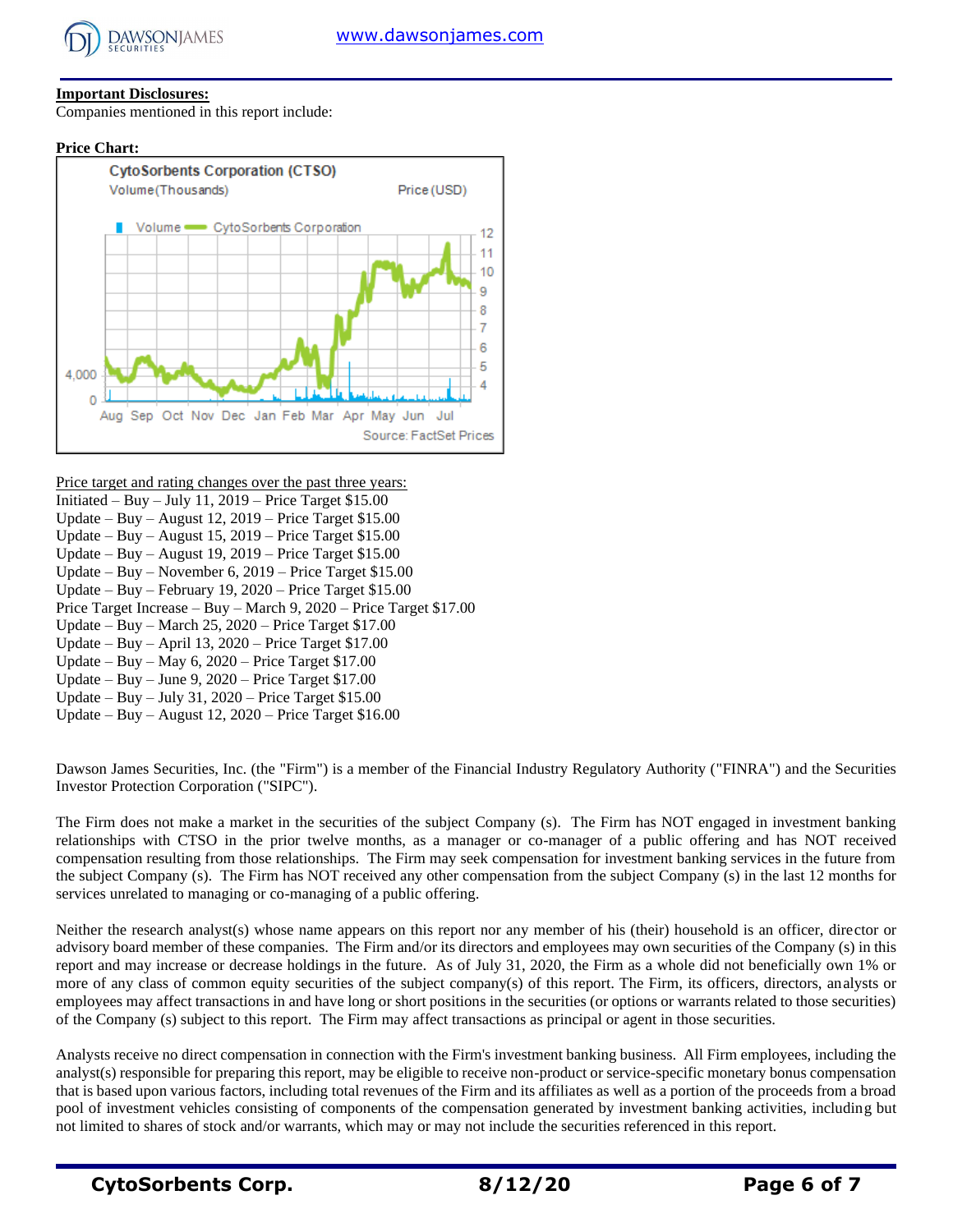**Important Disclosures:**

Companies mentioned in this report include:

**Price Chart:**

Price target and rating changes over the past three years:

Initiated – Buy – July 11, 2019 – Price Target $15.00
Update – Buy – August 12, 2019 – Price Target $15.00
Update – Buy – August 15, 2019 – Price Target $15.00
Update – Buy – August 19, 2019 – Price Target $15.00
Update – Buy – November 6, 2019 – Price Target $15.00
Update – Buy – February 19, 2020 – Price Target $15.00
Price Target Increase – Buy – March 9, 2020 – Price Target $17.00
Update – Buy – March 25, 2020 – Price Target $17.00
Update – Buy – April 13, 2020 – Price Target $17.00
Update – Buy – May 6, 2020 – Price Target $17.00
Update – Buy – June 9, 2020 – Price Target $17.00
Update – Buy – July 31, 2020 – Price Target $15.00
Update – Buy – August 12, 2020 – Price Target $16.00

Dawson James Securities, Inc. (the "Firm") is a member of the Financial Industry Regulatory Authority ("FINRA") and the Securities Investor Protection Corporation ("SIPC").

The Firm does not make a market in the securities of the subject Company (s). The Firm has NOT engaged in investment banking relationships with CTSO in the prior twelve months, as a manager or co-manager of a public offering and has NOT received compensation resulting from those relationships. The Firm may seek compensation for investment banking services in the future from the subject Company (s). The Firm has NOT received any other compensation from the subject Company (s) in the last 12 months for services unrelated to managing or co-managing of a public offering.

Neither the research analyst(s) whose name appears on this report nor any member of his (their) household is an officer, director or advisory board member of these companies. The Firm and/or its directors and employees may own securities of the Company (s) in this report and may increase or decrease holdings in the future. As of July 31, 2020, the Firm as a whole did not beneficially own 1% or more of any class of common equity securities of the subject company(s) of this report. The Firm, its officers, directors, analysts or employees may affect transactions in and have long or short positions in the securities (or options or warrants related to those securities) of the Company (s) subject to this report. The Firm may affect transactions as principal or agent in those securities.

Analysts receive no direct compensation in connection with the Firm's investment banking business. All Firm employees, including the analyst(s) responsible for preparing this report, may be eligible to receive non-product or service-specific monetary bonus compensation that is based upon various factors, including total revenues of the Firm and its affiliates as well as a portion of the proceeds from a broad pool of investment vehicles consisting of components of the compensation generated by investment banking activities, including but not limited to shares of stock and/or warrants, which may or may not include the securities referenced in this report.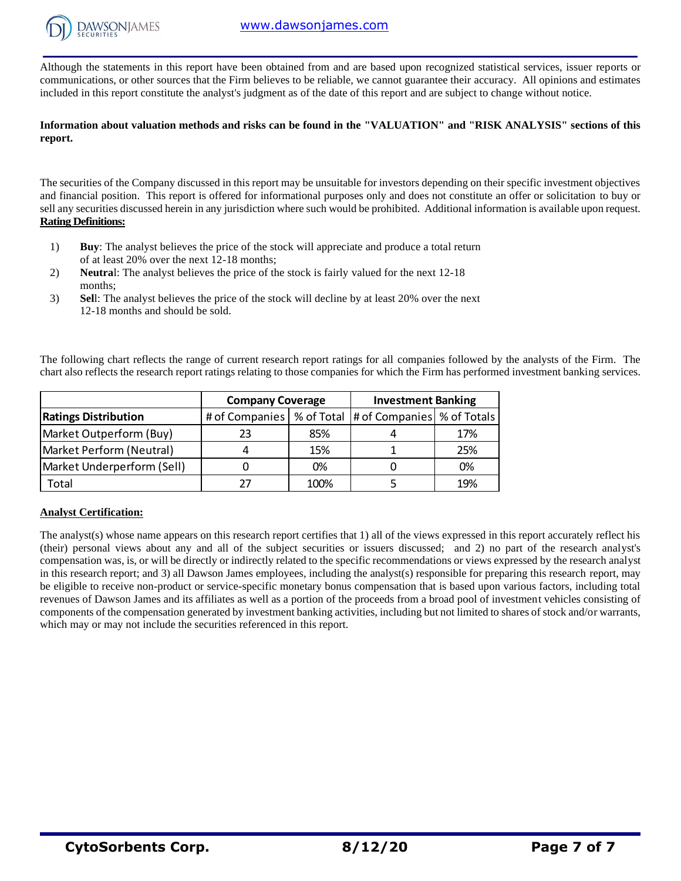Although the statements in this report have been obtained from and are based upon recognized statistical services, issuer reports or communications, or other sources that the Firm believes to be reliable, we cannot guarantee their accuracy. All opinions and estimates included in this report constitute the analyst's judgment as of the date of this report and are subject to change without notice.

**Information about valuation methods and risks can be found in the "VALUATION" and "RISK ANALYSIS" sections of this report.**

The securities of the Company discussed in this report may be unsuitable for investors depending on their specific investment objectives and financial position. This report is offered for informational purposes only and does not constitute an offer or solicitation to buy or sell any securities discussed herein in any jurisdiction where such would be prohibited. Additional information is available upon request.

**Rating Definitions:**

1) **Buy**: The analyst believes the price of the stock will appreciate and produce a total return of at least 20% over the next 12-18 months;
2) **Neutral**: The analyst believes the price of the stock is fairly valued for the next 12-18 months;
3) **Sell**: The analyst believes the price of the stock will decline by at least 20% over the next 12-18 months and should be sold.

The following chart reflects the range of current research report ratings for all companies followed by the analysts of the Firm. The chart also reflects the research report ratings relating to those companies for which the Firm has performed investment banking services.

| | Company Coverage | | Investment Banking | |
|---|---|---|---|---|
| **Ratings Distribution** | # of Companies | % of Total | # of Companies | % of Totals |
| Market Outperform (Buy) | 23 | 85% | 4 | 17% |
| Market Perform (Neutral) | 4 | 15% | 1 | 25% |
| Market Underperform (Sell) | 0 | 0% | 0 | 0% |
| Total | 27 | 100% | 5 | 19% |

**Analyst Certification:**

The analyst(s) whose name appears on this research report certifies that 1) all of the views expressed in this report accurately reflect his (their) personal views about any and all of the subject securities or issuers discussed; and 2) no part of the research analyst's compensation was, is, or will be directly or indirectly related to the specific recommendations or views expressed by the research analyst in this research report; and 3) all Dawson James employees, including the analyst(s) responsible for preparing this research report, may be eligible to receive non-product or service-specific monetary bonus compensation that is based upon various factors, including total revenues of Dawson James and its affiliates as well as a portion of the proceeds from a broad pool of investment vehicles consisting of components of the compensation generated by investment banking activities, including but not limited to shares of stock and/or warrants, which may or may not include the securities referenced in this report.